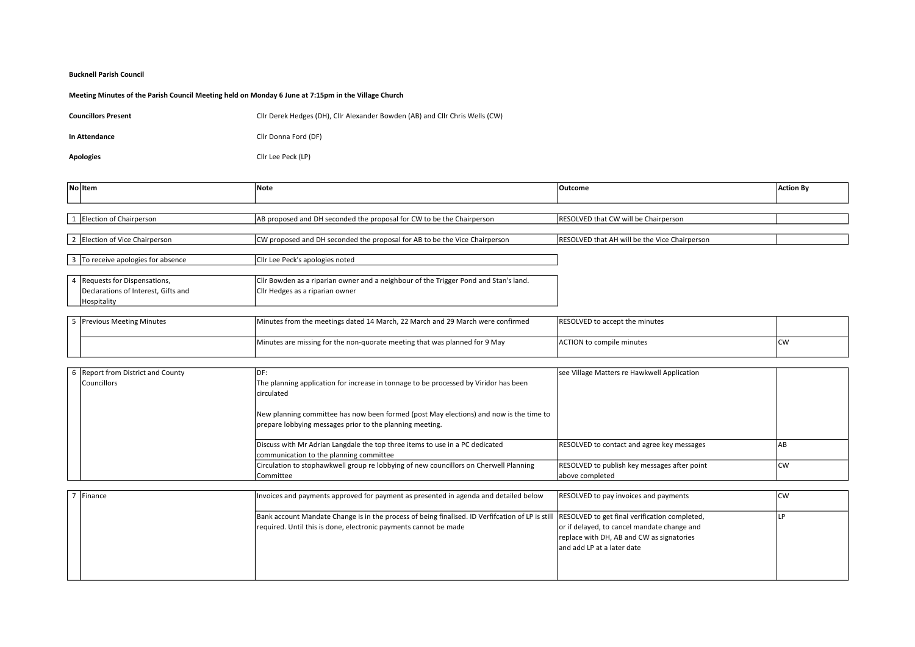**Bucknell Parish Council**

**Meeting Minutes of the Parish Council Meeting held on Monday 6 June at 7:15pm in the Village Church**

**Councillors Present** Cllr Derek Hedges (DH), Cllr Alexander Bowden (AB) and Cllr Chris Wells (CW)

**In Attendance** Cllr Donna Ford (DF)

**Apologies** Cllr Lee Peck (LP)

| No | Item | Note | Outcome | Action By |
|---|---|---|---|---|
| 1 | Election of Chairperson | AB proposed and DH seconded the proposal for CW to be the Chairperson | RESOLVED that CW will be Chairperson | |
| 2 | Election of Vice Chairperson | CW proposed and DH seconded the proposal for AB to be the Vice Chairperson | RESOLVED that AH will be the Vice Chairperson | |
| 3 | To receive apologies for absence | Cllr Lee Peck's apologies noted | | |
| 4 | Requests for Dispensations, Declarations of Interest, Gifts and Hospitality | Cllr Bowden as a riparian owner and a neighbour of the Trigger Pond and Stan's land.<br>Cllr Hedges as a riparian owner | | |
| 5 | Previous Meeting Minutes | Minutes from the meetings dated 14 March, 22 March and 29 March were confirmed | RESOLVED to accept the minutes | |
| | | Minutes are missing for the non-quorate meeting that was planned for 9 May | ACTION to compile minutes | CW |
| 6 | Report from District and County Councillors | DF:<br>The planning application for increase in tonnage to be processed by Viridor has been circulated<br><br>New planning committee has now been formed (post May elections) and now is the time to prepare lobbying messages prior to the planning meeting. | see Village Matters re Hawkwell Application | |
| | | Discuss with Mr Adrian Langdale the top three items to use in a PC dedicated communication to the planning committee | RESOLVED to contact and agree key messages | AB |
| | | Circulation to stophawkwell group re lobbying of new councillors on Cherwell Planning Committee | RESOLVED to publish key messages after point above completed | CW |
| 7 | Finance | Invoices and payments approved for payment as presented in agenda and detailed below | RESOLVED to pay invoices and payments | CW |
| | | Bank account Mandate Change is in the process of being finalised. ID Verfifcation of LP is still required. Until this is done, electronic payments cannot be made | RESOLVED to get final verification completed, or if delayed, to cancel mandate change and replace with DH, AB and CW as signatories and add LP at a later date | LP |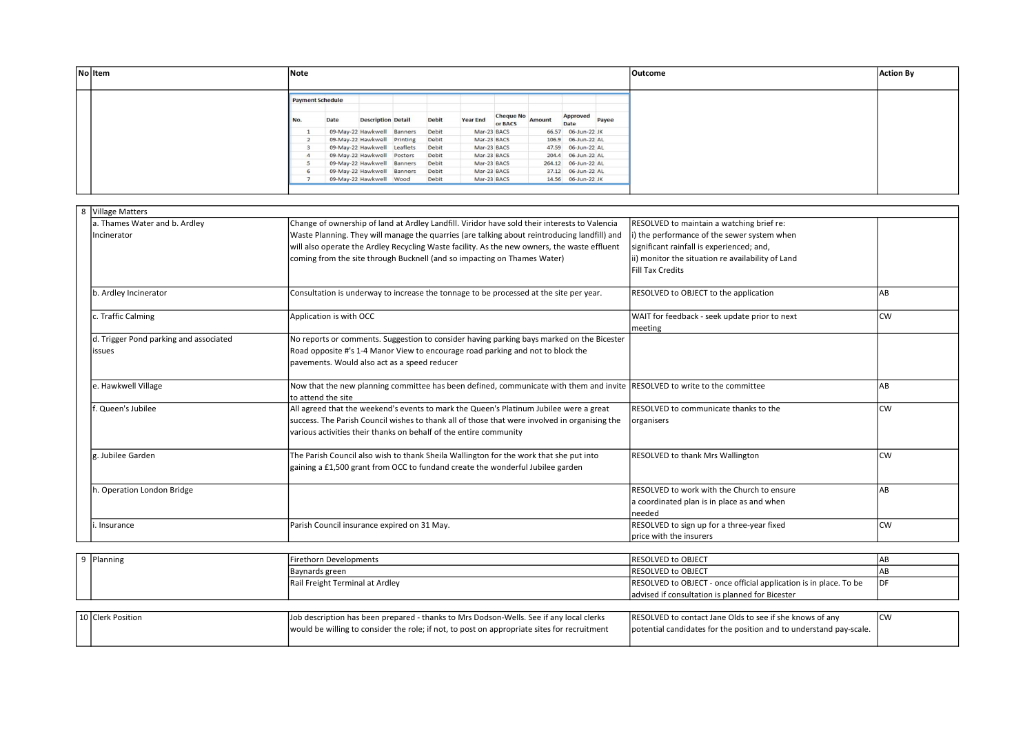| No | Item | Note | Outcome | Action By |
|---|---|---|---|---|
| | | **Payment Schedule** | | |

| No. | Date | Description | Detail | Debit | Year End | Cheque No or BACS | Amount | Approved Date | Payee |
|---|---|---|---|---|---|---|---|---|---|
| 1 | 09-May-22 | Hawkwell | Banners | Debit | Mar-23 | BACS | 66.57 | 06-Jun-22 | JK |
| 2 | 09-May-22 | Hawkwell | Printing | Debit | Mar-23 | BACS | 106.9 | 06-Jun-22 | AL |
| 3 | 09-May-22 | Hawkwell | Leaflets | Debit | Mar-23 | BACS | 47.59 | 06-Jun-22 | AL |
| 4 | 09-May-22 | Hawkwell | Posters | Debit | Mar-23 | BACS | 204.4 | 06-Jun-22 | AL |
| 5 | 09-May-22 | Hawkwell | Banners | Debit | Mar-23 | BACS | 264.12 | 06-Jun-22 | AL |
| 6 | 09-May-22 | Hawkwell | Banners | Debit | Mar-23 | BACS | 37.12 | 06-Jun-22 | AL |
| 7 | 09-May-22 | Hawkwell | Wood | Debit | Mar-23 | BACS | 14.56 | 06-Jun-22 | JK |

| No | Item | Note | Outcome | Action By |
|---|---|---|---|---|
| 8 | Village Matters | | | |
| | a. Thames Water and b. Ardley Incinerator | Change of ownership of land at Ardley Landfill. Viridor have sold their interests to Valencia Waste Planning. They will manage the quarries (are talking about reintroducing landfill) and will also operate the Ardley Recycling Waste facility. As the new owners, the waste effluent coming from the site through Bucknell (and so impacting on Thames Water) | RESOLVED to maintain a watching brief re: i) the performance of the sewer system when significant rainfall is experienced; and, ii) monitor the situation re availability of Land Fill Tax Credits | |
| | b. Ardley Incinerator | Consultation is underway to increase the tonnage to be processed at the site per year. | RESOLVED to OBJECT to the application | AB |
| | c. Traffic Calming | Application is with OCC | WAIT for feedback - seek update prior to next meeting | CW |
| | d. Trigger Pond parking and associated issues | No reports or comments. Suggestion to consider having parking bays marked on the Bicester Road opposite #'s 1-4 Manor View to encourage road parking and not to block the pavements. Would also act as a speed reducer | | |
| | e. Hawkwell Village | Now that the new planning committee has been defined, communicate with them and invite to attend the site | RESOLVED to write to the committee | AB |
| | f. Queen's Jubilee | All agreed that the weekend's events to mark the Queen's Platinum Jubilee were a great success. The Parish Council wishes to thank all of those that were involved in organising the various activities their thanks on behalf of the entire community | RESOLVED to communicate thanks to the organisers | CW |
| | g. Jubilee Garden | The Parish Council also wish to thank Sheila Wallington for the work that she put into gaining a £1,500 grant from OCC to fundand create the wonderful Jubilee garden | RESOLVED to thank Mrs Wallington | CW |
| | h. Operation London Bridge | | RESOLVED to work with the Church to ensure a coordinated plan is in place as and when needed | AB |
| | i. Insurance | Parish Council insurance expired on 31 May. | RESOLVED to sign up for a three-year fixed price with the insurers | CW |

| No | Item | Note | Outcome | Action By |
|---|---|---|---|---|
| 9 | Planning | Firethorn Developments | RESOLVED to OBJECT | AB |
| | | Baynards green | RESOLVED to OBJECT | AB |
| | | Rail Freight Terminal at Ardley | RESOLVED to OBJECT - once official application is in place. To be advised if consultation is planned for Bicester | DF |

| No | Item | Note | Outcome | Action By |
|---|---|---|---|---|
| 10 | Clerk Position | Job description has been prepared - thanks to Mrs Dodson-Wells. See if any local clerks would be willing to consider the role; if not, to post on appropriate sites for recruitment | RESOLVED to contact Jane Olds to see if she knows of any potential candidates for the position and to understand pay-scale. | CW |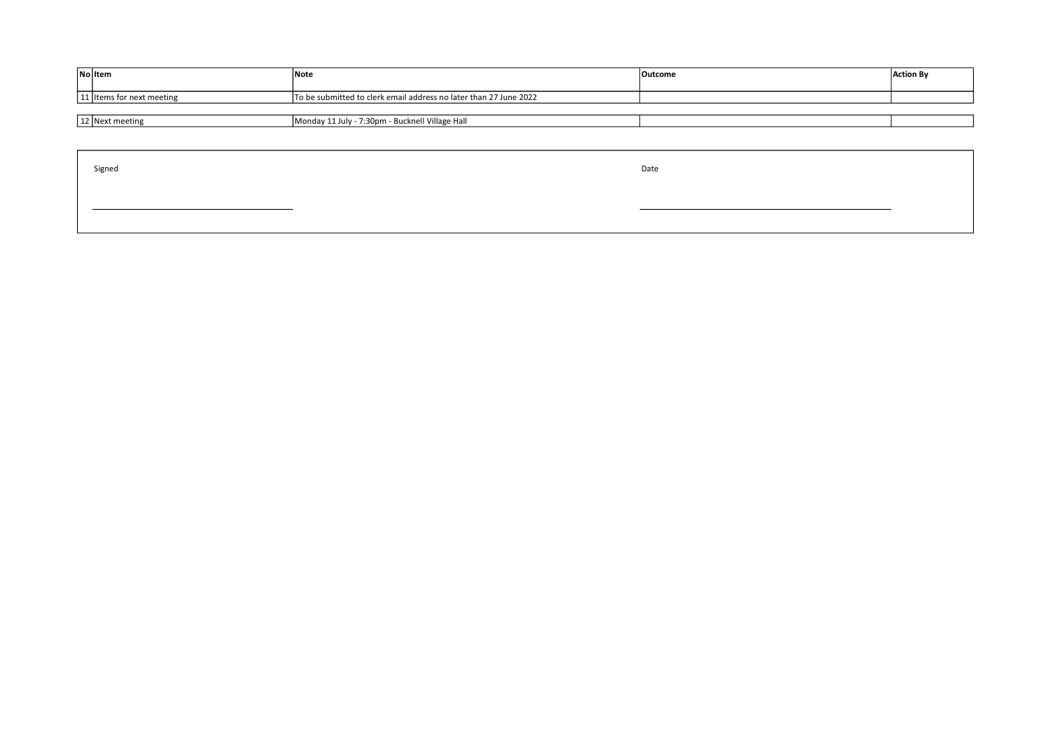| No | Item | Note | Outcome | Action By |
|---|---|---|---|---|
| 11 | Items for next meeting | To be submitted to clerk email address no later than 27 June 2022 | | |
| 12 | Next meeting | Monday 11 July - 7:30pm - Bucknell Village Hall | | |

Signed

_______________________

Date

_______________________